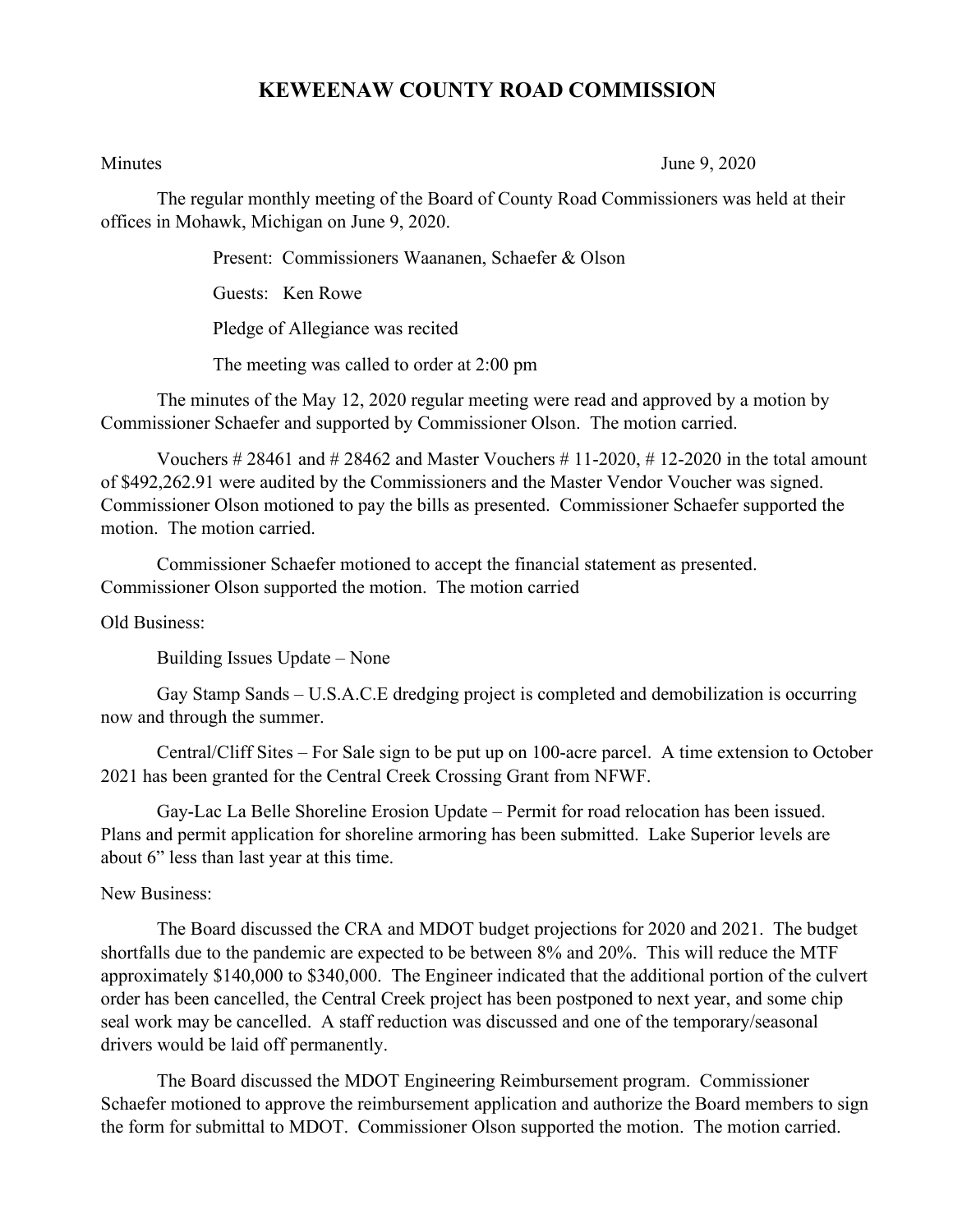# KEWEENAW COUNTY ROAD COMMISSION

Minutes June 9, 2020

The regular monthly meeting of the Board of County Road Commissioners was held at their offices in Mohawk, Michigan on June 9, 2020.

Present: Commissioners Waananen, Schaefer & Olson

Guests: Ken Rowe

Pledge of Allegiance was recited

The meeting was called to order at 2:00 pm

The minutes of the May 12, 2020 regular meeting were read and approved by a motion by Commissioner Schaefer and supported by Commissioner Olson. The motion carried.

Vouchers # 28461 and # 28462 and Master Vouchers # 11-2020, # 12-2020 in the total amount of $492,262.91 were audited by the Commissioners and the Master Vendor Voucher was signed. Commissioner Olson motioned to pay the bills as presented. Commissioner Schaefer supported the motion. The motion carried.

Commissioner Schaefer motioned to accept the financial statement as presented. Commissioner Olson supported the motion. The motion carried

Old Business:

Building Issues Update – None

Gay Stamp Sands – U.S.A.C.E dredging project is completed and demobilization is occurring now and through the summer.

Central/Cliff Sites – For Sale sign to be put up on 100-acre parcel. A time extension to October 2021 has been granted for the Central Creek Crossing Grant from NFWF.

Gay-Lac La Belle Shoreline Erosion Update – Permit for road relocation has been issued. Plans and permit application for shoreline armoring has been submitted. Lake Superior levels are about 6" less than last year at this time.

New Business:

The Board discussed the CRA and MDOT budget projections for 2020 and 2021. The budget shortfalls due to the pandemic are expected to be between 8% and 20%. This will reduce the MTF approximately $140,000 to $340,000. The Engineer indicated that the additional portion of the culvert order has been cancelled, the Central Creek project has been postponed to next year, and some chip seal work may be cancelled. A staff reduction was discussed and one of the temporary/seasonal drivers would be laid off permanently.

The Board discussed the MDOT Engineering Reimbursement program. Commissioner Schaefer motioned to approve the reimbursement application and authorize the Board members to sign the form for submittal to MDOT. Commissioner Olson supported the motion. The motion carried.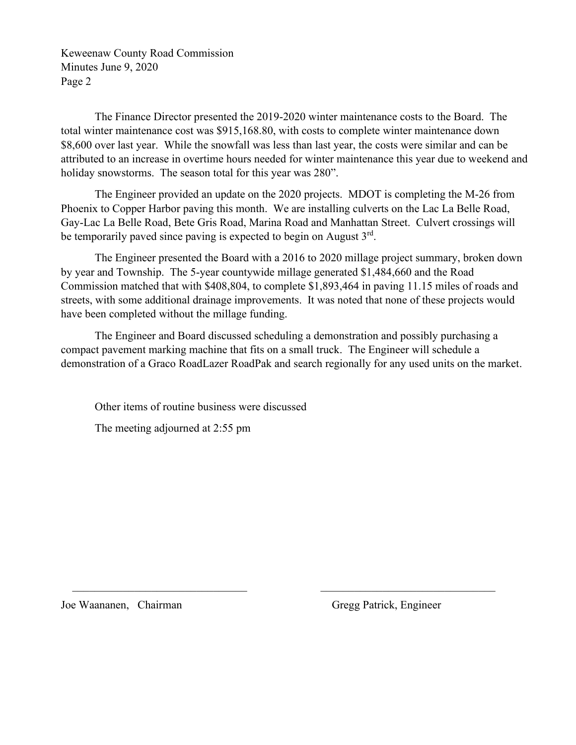The Finance Director presented the 2019-2020 winter maintenance costs to the Board. The total winter maintenance cost was $915,168.80, with costs to complete winter maintenance down $8,600 over last year. While the snowfall was less than last year, the costs were similar and can be attributed to an increase in overtime hours needed for winter maintenance this year due to weekend and holiday snowstorms. The season total for this year was 280".

The Engineer provided an update on the 2020 projects. MDOT is completing the M-26 from Phoenix to Copper Harbor paving this month. We are installing culverts on the Lac La Belle Road, Gay-Lac La Belle Road, Bete Gris Road, Marina Road and Manhattan Street. Culvert crossings will be temporarily paved since paving is expected to begin on August 3rd.

The Engineer presented the Board with a 2016 to 2020 millage project summary, broken down by year and Township. The 5-year countywide millage generated $1,484,660 and the Road Commission matched that with $408,804, to complete $1,893,464 in paving 11.15 miles of roads and streets, with some additional drainage improvements. It was noted that none of these projects would have been completed without the millage funding.

The Engineer and Board discussed scheduling a demonstration and possibly purchasing a compact pavement marking machine that fits on a small truck. The Engineer will schedule a demonstration of a Graco RoadLazer RoadPak and search regionally for any used units on the market.

Other items of routine business were discussed

The meeting adjourned at 2:55 pm

_______________________________ _______________________________

Joe Waananen, Chairman Gregg Patrick, Engineer